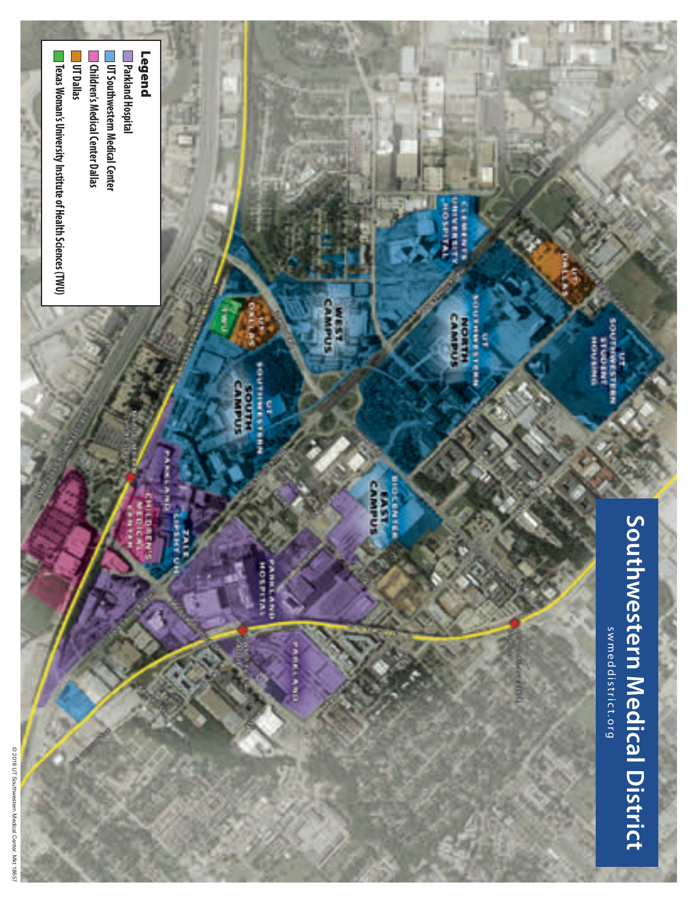# Southwestern Medical District

swmeddistrict.org

## Legend

- Parkland Hospital
- UT Southwestern Medical Center
- Children's Medical Center Dallas
- UT Dallas
- Texas Woman's University Institute of Health Sciences (TWU)

UT SOUTHWESTERN STUDENT HOUSING

UT DALLAS

CLEMENTS UNIVERSITY HOSPITAL

UT SOUTHWESTERN NORTH CAMPUS

WEST CAMPUS

UT DALLAS

TWU

UT SOUTHWESTERN SOUTH CAMPUS

BIOCENTER EAST CAMPUS

PARKLAND

ZALE LIPSHY UH

CHILDREN'S MEDICAL CENTER

PARKLAND HOSPITAL

PARKLAND

© 2018 UT Southwestern Medical Center. Mkt 18657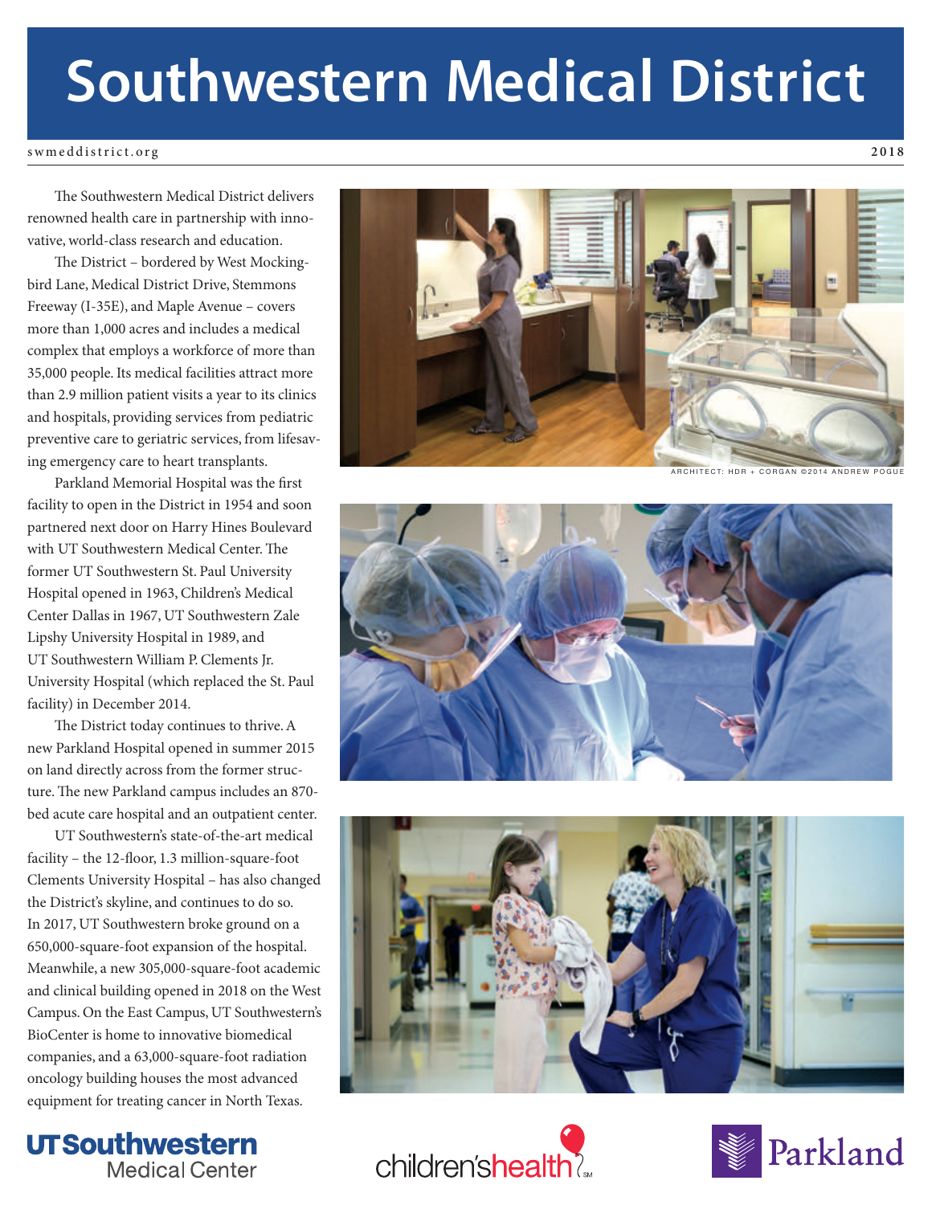# Southwestern Medical District

swmeddistrict.org

2018

The Southwestern Medical District delivers renowned health care in partnership with innovative, world-class research and education.

The District – bordered by West Mockingbird Lane, Medical District Drive, Stemmons Freeway (I-35E), and Maple Avenue – covers more than 1,000 acres and includes a medical complex that employs a workforce of more than 35,000 people. Its medical facilities attract more than 2.9 million patient visits a year to its clinics and hospitals, providing services from pediatric preventive care to geriatric services, from lifesaving emergency care to heart transplants.

Parkland Memorial Hospital was the first facility to open in the District in 1954 and soon partnered next door on Harry Hines Boulevard with UT Southwestern Medical Center. The former UT Southwestern St. Paul University Hospital opened in 1963, Children's Medical Center Dallas in 1967, UT Southwestern Zale Lipshy University Hospital in 1989, and UT Southwestern William P. Clements Jr. University Hospital (which replaced the St. Paul facility) in December 2014.

The District today continues to thrive. A new Parkland Hospital opened in summer 2015 on land directly across from the former structure. The new Parkland campus includes an 870-bed acute care hospital and an outpatient center.

UT Southwestern's state-of-the-art medical facility – the 12-floor, 1.3 million-square-foot Clements University Hospital – has also changed the District's skyline, and continues to do so. In 2017, UT Southwestern broke ground on a 650,000-square-foot expansion of the hospital. Meanwhile, a new 305,000-square-foot academic and clinical building opened in 2018 on the West Campus. On the East Campus, UT Southwestern's BioCenter is home to innovative biomedical companies, and a 63,000-square-foot radiation oncology building houses the most advanced equipment for treating cancer in North Texas.

ARCHITECT: HDR + CORGAN ©2014 ANDREW POGUE

UT Southwestern Medical Center

children's health

Parkland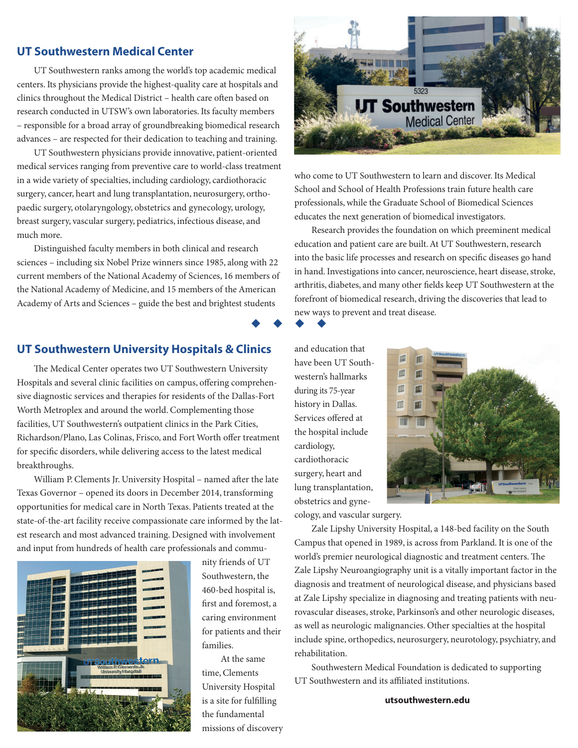## UT Southwestern Medical Center

UT Southwestern ranks among the world's top academic medical centers. Its physicians provide the highest-quality care at hospitals and clinics throughout the Medical District – health care often based on research conducted in UTSW's own laboratories. Its faculty members – responsible for a broad array of groundbreaking biomedical research advances – are respected for their dedication to teaching and training.

UT Southwestern physicians provide innovative, patient-oriented medical services ranging from preventive care to world-class treatment in a wide variety of specialties, including cardiology, cardiothoracic surgery, cancer, heart and lung transplantation, neurosurgery, orthopaedic surgery, otolaryngology, obstetrics and gynecology, urology, breast surgery, vascular surgery, pediatrics, infectious disease, and much more.

Distinguished faculty members in both clinical and research sciences – including six Nobel Prize winners since 1985, along with 22 current members of the National Academy of Sciences, 16 members of the National Academy of Medicine, and 15 members of the American Academy of Arts and Sciences – guide the best and brightest students who come to UT Southwestern to learn and discover. Its Medical School and School of Health Professions train future health care professionals, while the Graduate School of Biomedical Sciences educates the next generation of biomedical investigators.

Research provides the foundation on which preeminent medical education and patient care are built. At UT Southwestern, research into the basic life processes and research on specific diseases go hand in hand. Investigations into cancer, neuroscience, heart disease, stroke, arthritis, diabetes, and many other fields keep UT Southwestern at the forefront of biomedical research, driving the discoveries that lead to new ways to prevent and treat disease.

## UT Southwestern University Hospitals & Clinics

The Medical Center operates two UT Southwestern University Hospitals and several clinic facilities on campus, offering comprehensive diagnostic services and therapies for residents of the Dallas-Fort Worth Metroplex and around the world. Complementing those facilities, UT Southwestern's outpatient clinics in the Park Cities, Richardson/Plano, Las Colinas, Frisco, and Fort Worth offer treatment for specific disorders, while delivering access to the latest medical breakthroughs.

William P. Clements Jr. University Hospital – named after the late Texas Governor – opened its doors in December 2014, transforming opportunities for medical care in North Texas. Patients treated at the state-of-the-art facility receive compassionate care informed by the latest research and most advanced training. Designed with involvement and input from hundreds of health care professionals and community friends of UT Southwestern, the 460-bed hospital is, first and foremost, a caring environment for patients and their families.

At the same time, Clements University Hospital is a site for fulfilling the fundamental missions of discovery and education that have been UT Southwestern's hallmarks during its 75-year history in Dallas. Services offered at the hospital include cardiology, cardiothoracic surgery, heart and lung transplantation, obstetrics and gynecology, and vascular surgery.

Zale Lipshy University Hospital, a 148-bed facility on the South Campus that opened in 1989, is across from Parkland. It is one of the world's premier neurological diagnostic and treatment centers. The Zale Lipshy Neuroangiography unit is a vitally important factor in the diagnosis and treatment of neurological disease, and physicians based at Zale Lipshy specialize in diagnosing and treating patients with neurovascular diseases, stroke, Parkinson's and other neurologic diseases, as well as neurologic malignancies. Other specialties at the hospital include spine, orthopedics, neurosurgery, neurotology, psychiatry, and rehabilitation.

Southwestern Medical Foundation is dedicated to supporting UT Southwestern and its affiliated institutions.

**utsouthwestern.edu**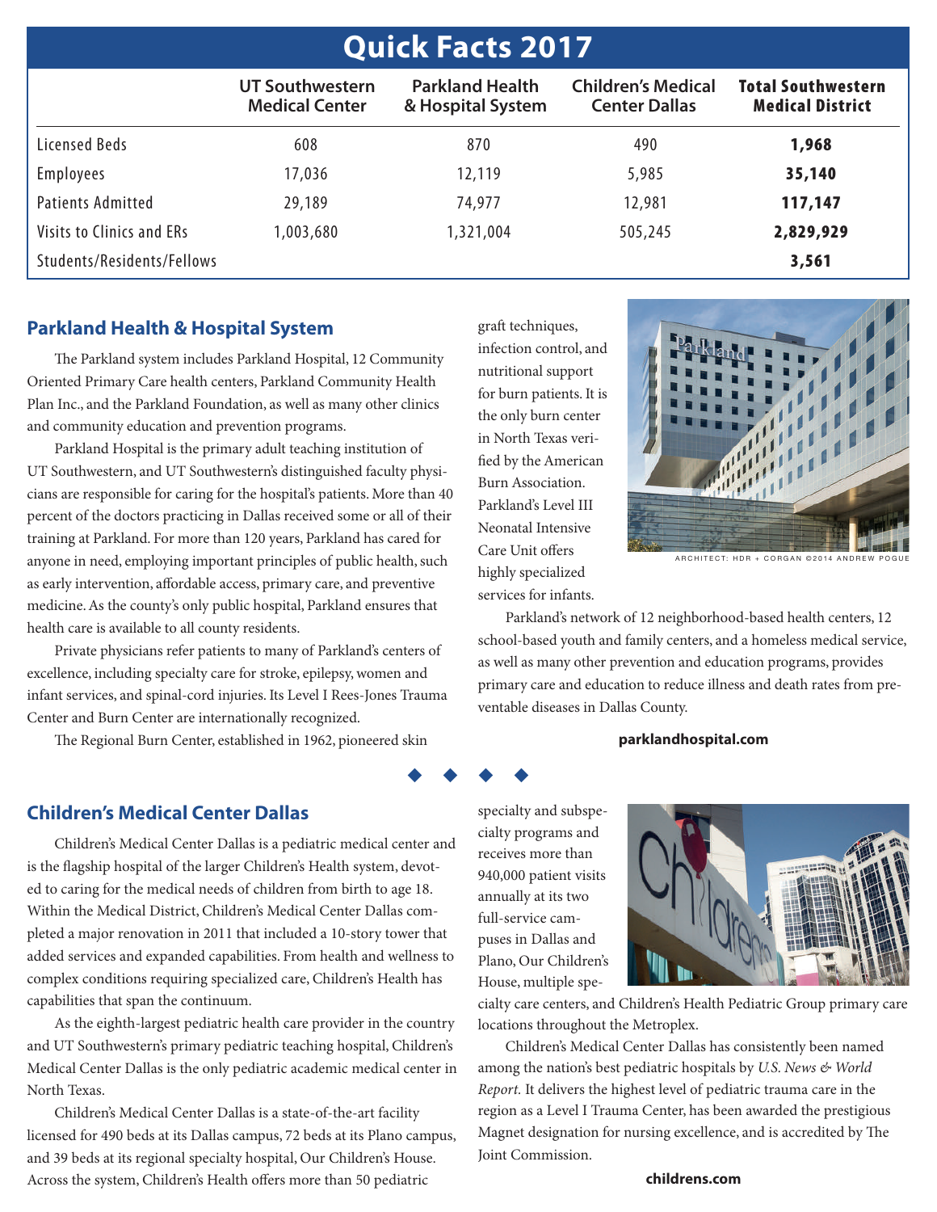# Quick Facts 2017

| | UT Southwestern Medical Center | Parkland Health & Hospital System | Children's Medical Center Dallas | **Total Southwestern Medical District** |
|---|---|---|---|---|
| Licensed Beds | 608 | 870 | 490 | **1,968** |
| Employees | 17,036 | 12,119 | 5,985 | **35,140** |
| Patients Admitted | 29,189 | 74,977 | 12,981 | **117,147** |
| Visits to Clinics and ERs | 1,003,680 | 1,321,004 | 505,245 | **2,829,929** |
| Students/Residents/Fellows | | | | **3,561** |

## Parkland Health & Hospital System

The Parkland system includes Parkland Hospital, 12 Community Oriented Primary Care health centers, Parkland Community Health Plan Inc., and the Parkland Foundation, as well as many other clinics and community education and prevention programs.

Parkland Hospital is the primary adult teaching institution of UT Southwestern, and UT Southwestern's distinguished faculty physicians are responsible for caring for the hospital's patients. More than 40 percent of the doctors practicing in Dallas received some or all of their training at Parkland. For more than 120 years, Parkland has cared for anyone in need, employing important principles of public health, such as early intervention, affordable access, primary care, and preventive medicine. As the county's only public hospital, Parkland ensures that health care is available to all county residents.

Private physicians refer patients to many of Parkland's centers of excellence, including specialty care for stroke, epilepsy, women and infant services, and spinal-cord injuries. Its Level I Rees-Jones Trauma Center and Burn Center are internationally recognized.

The Regional Burn Center, established in 1962, pioneered skin graft techniques, infection control, and nutritional support for burn patients. It is the only burn center in North Texas verified by the American Burn Association. Parkland's Level III Neonatal Intensive Care Unit offers highly specialized services for infants.

ARCHITECT: HDR + CORGAN ©2014 ANDREW POGUE

Parkland's network of 12 neighborhood-based health centers, 12 school-based youth and family centers, and a homeless medical service, as well as many other prevention and education programs, provides primary care and education to reduce illness and death rates from preventable diseases in Dallas County.

**parklandhospital.com**

## Children's Medical Center Dallas

Children's Medical Center Dallas is a pediatric medical center and is the flagship hospital of the larger Children's Health system, devoted to caring for the medical needs of children from birth to age 18. Within the Medical District, Children's Medical Center Dallas completed a major renovation in 2011 that included a 10-story tower that added services and expanded capabilities. From health and wellness to complex conditions requiring specialized care, Children's Health has capabilities that span the continuum.

As the eighth-largest pediatric health care provider in the country and UT Southwestern's primary pediatric teaching hospital, Children's Medical Center Dallas is the only pediatric academic medical center in North Texas.

Children's Medical Center Dallas is a state-of-the-art facility licensed for 490 beds at its Dallas campus, 72 beds at its Plano campus, and 39 beds at its regional specialty hospital, Our Children's House. Across the system, Children's Health offers more than 50 pediatric specialty and subspecialty programs and receives more than 940,000 patient visits annually at its two full-service campuses in Dallas and Plano, Our Children's House, multiple specialty care centers, and Children's Health Pediatric Group primary care locations throughout the Metroplex.

Children's Medical Center Dallas has consistently been named among the nation's best pediatric hospitals by *U.S. News & World Report.* It delivers the highest level of pediatric trauma care in the region as a Level I Trauma Center, has been awarded the prestigious Magnet designation for nursing excellence, and is accredited by The Joint Commission.

**childrens.com**